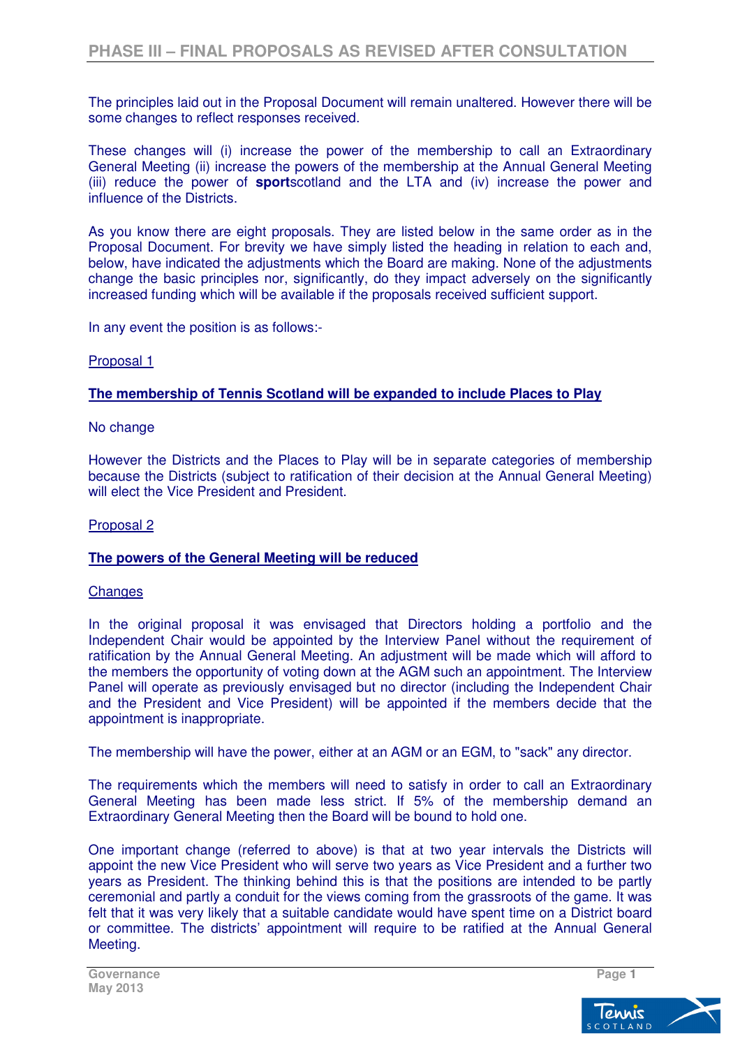## PHASE III – FINAL PROPOSALS AS REVISED AFTER CONSULTATION

The principles laid out in the Proposal Document will remain unaltered. However there will be some changes to reflect responses received.

These changes will (i) increase the power of the membership to call an Extraordinary General Meeting (ii) increase the powers of the membership at the Annual General Meeting (iii) reduce the power of **sport**scotland and the LTA and (iv) increase the power and influence of the Districts.

As you know there are eight proposals. They are listed below in the same order as in the Proposal Document. For brevity we have simply listed the heading in relation to each and, below, have indicated the adjustments which the Board are making. None of the adjustments change the basic principles nor, significantly, do they impact adversely on the significantly increased funding which will be available if the proposals received sufficient support.

In any event the position is as follows:-

Proposal 1

**The membership of Tennis Scotland will be expanded to include Places to Play**

No change

However the Districts and the Places to Play will be in separate categories of membership because the Districts (subject to ratification of their decision at the Annual General Meeting) will elect the Vice President and President.

Proposal 2

**The powers of the General Meeting will be reduced**

Changes

In the original proposal it was envisaged that Directors holding a portfolio and the Independent Chair would be appointed by the Interview Panel without the requirement of ratification by the Annual General Meeting. An adjustment will be made which will afford to the members the opportunity of voting down at the AGM such an appointment. The Interview Panel will operate as previously envisaged but no director (including the Independent Chair and the President and Vice President) will be appointed if the members decide that the appointment is inappropriate.

The membership will have the power, either at an AGM or an EGM, to "sack" any director.

The requirements which the members will need to satisfy in order to call an Extraordinary General Meeting has been made less strict. If 5% of the membership demand an Extraordinary General Meeting then the Board will be bound to hold one.

One important change (referred to above) is that at two year intervals the Districts will appoint the new Vice President who will serve two years as Vice President and a further two years as President. The thinking behind this is that the positions are intended to be partly ceremonial and partly a conduit for the views coming from the grassroots of the game. It was felt that it was very likely that a suitable candidate would have spent time on a District board or committee. The districts' appointment will require to be ratified at the Annual General Meeting.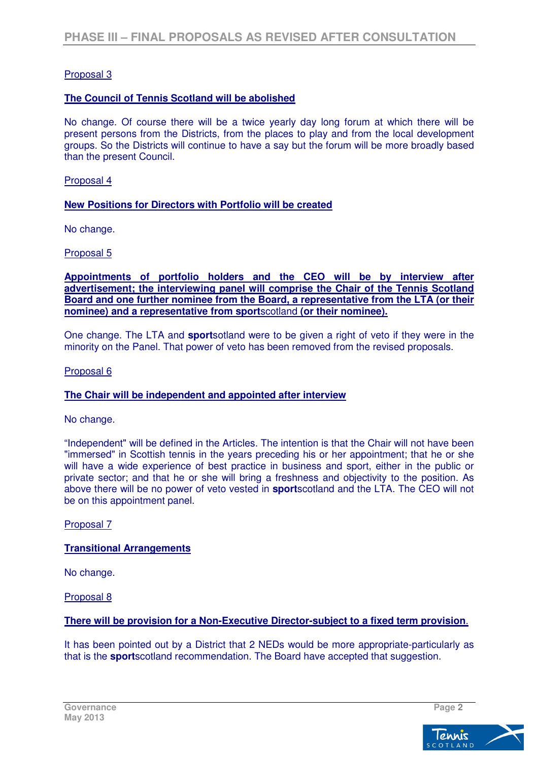# PHASE III – FINAL PROPOSALS AS REVISED AFTER CONSULTATION

Proposal 3

**The Council of Tennis Scotland will be abolished**

No change. Of course there will be a twice yearly day long forum at which there will be present persons from the Districts, from the places to play and from the local development groups. So the Districts will continue to have a say but the forum will be more broadly based than the present Council.

Proposal 4

**New Positions for Directors with Portfolio will be created**

No change.

Proposal 5

**Appointments of portfolio holders and the CEO will be by interview after advertisement; the interviewing panel will comprise the Chair of the Tennis Scotland Board and one further nominee from the Board, a representative from the LTA (or their nominee) and a representative from sport**scotland **(or their nominee).**

One change. The LTA and **sport**sotland were to be given a right of veto if they were in the minority on the Panel. That power of veto has been removed from the revised proposals.

Proposal 6

**The Chair will be independent and appointed after interview**

No change.

“Independent" will be defined in the Articles. The intention is that the Chair will not have been "immersed" in Scottish tennis in the years preceding his or her appointment; that he or she will have a wide experience of best practice in business and sport, either in the public or private sector; and that he or she will bring a freshness and objectivity to the position. As above there will be no power of veto vested in **sport**scotland and the LTA. The CEO will not be on this appointment panel.

Proposal 7

**Transitional Arrangements**

No change.

Proposal 8

**There will be provision for a Non-Executive Director-subject to a fixed term provision**.

It has been pointed out by a District that 2 NEDs would be more appropriate-particularly as that is the **sport**scotland recommendation. The Board have accepted that suggestion.